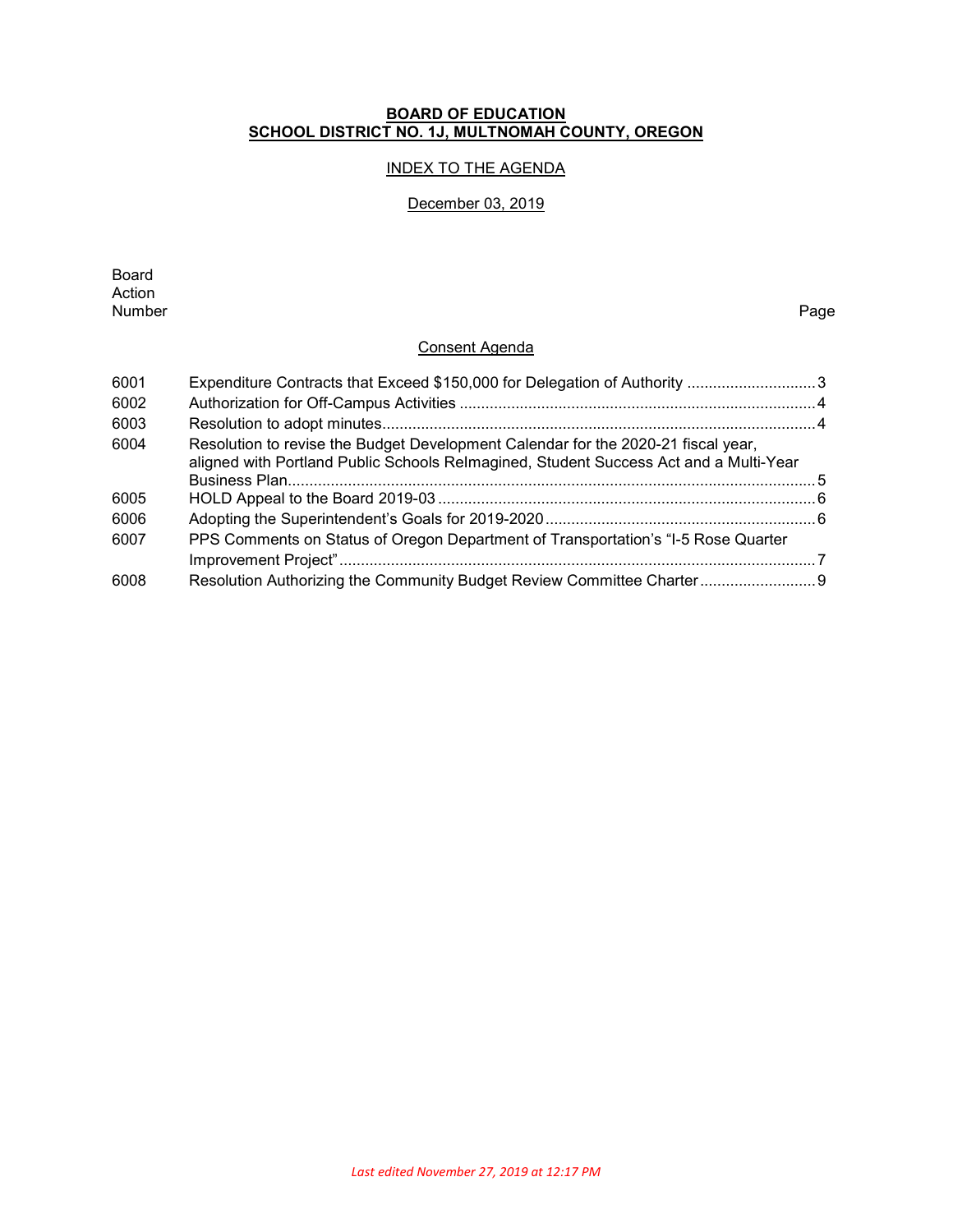**BOARD OF EDUCATION**
**SCHOOL DISTRICT NO. 1J, MULTNOMAH COUNTY, OREGON**

INDEX TO THE AGENDA

December 03, 2019

Board Action Number | | Page
--- | --- | ---

## Consent Agenda

| Board Action Number | | Page |
| --- | --- | --- |
| 6001 | Expenditure Contracts that Exceed $150,000 for Delegation of Authority | 3 |
| 6002 | Authorization for Off-Campus Activities | 4 |
| 6003 | Resolution to adopt minutes | 4 |
| 6004 | Resolution to revise the Budget Development Calendar for the 2020-21 fiscal year, aligned with Portland Public Schools ReImagined, Student Success Act and a Multi-Year Business Plan | 5 |
| 6005 | HOLD Appeal to the Board 2019-03 | 6 |
| 6006 | Adopting the Superintendent's Goals for 2019-2020 | 6 |
| 6007 | PPS Comments on Status of Oregon Department of Transportation's "I-5 Rose Quarter Improvement Project" | 7 |
| 6008 | Resolution Authorizing the Community Budget Review Committee Charter | 9 |

*Last edited November 27, 2019 at 12:17 PM*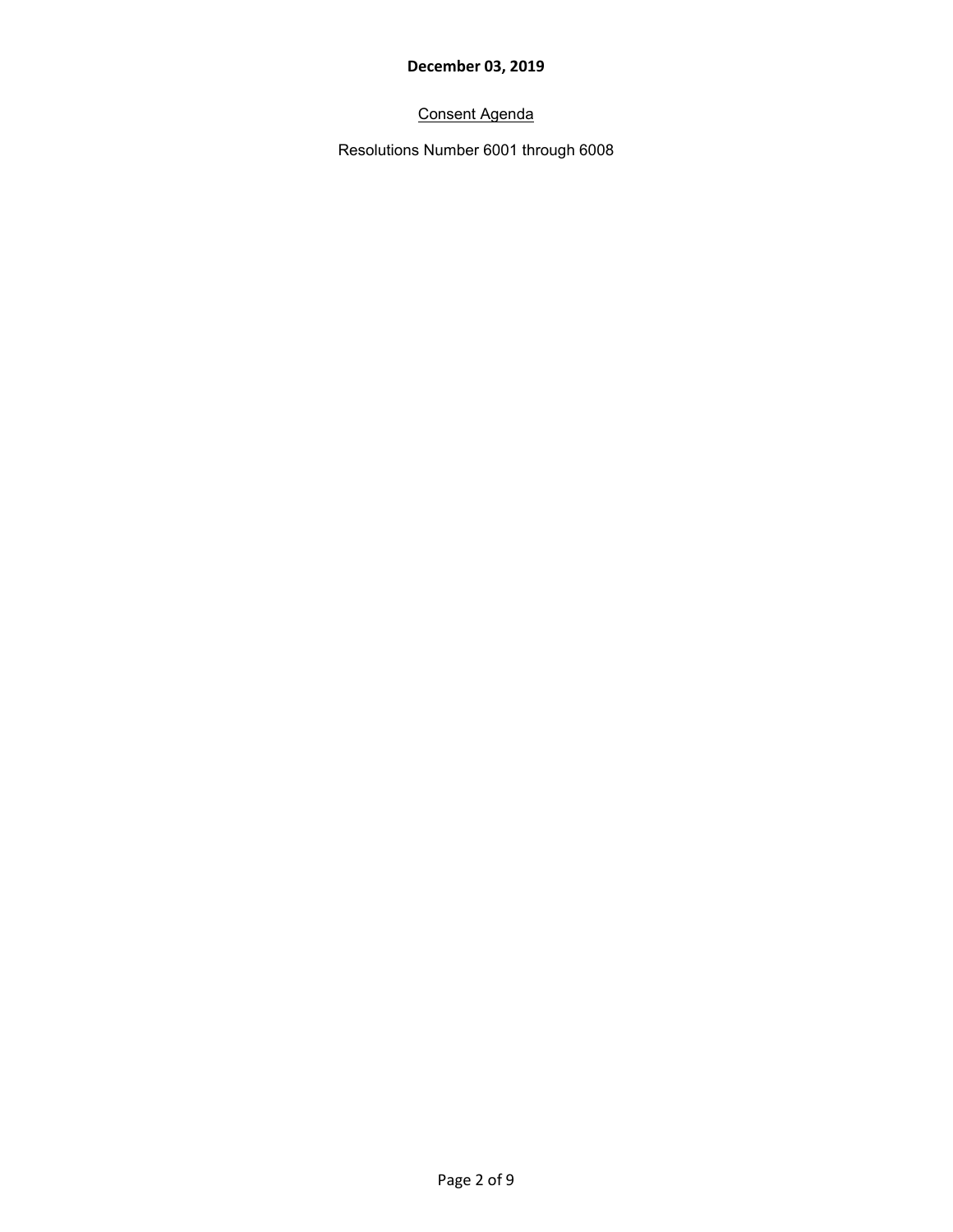**December 03, 2019**

Consent Agenda

Resolutions Number 6001 through 6008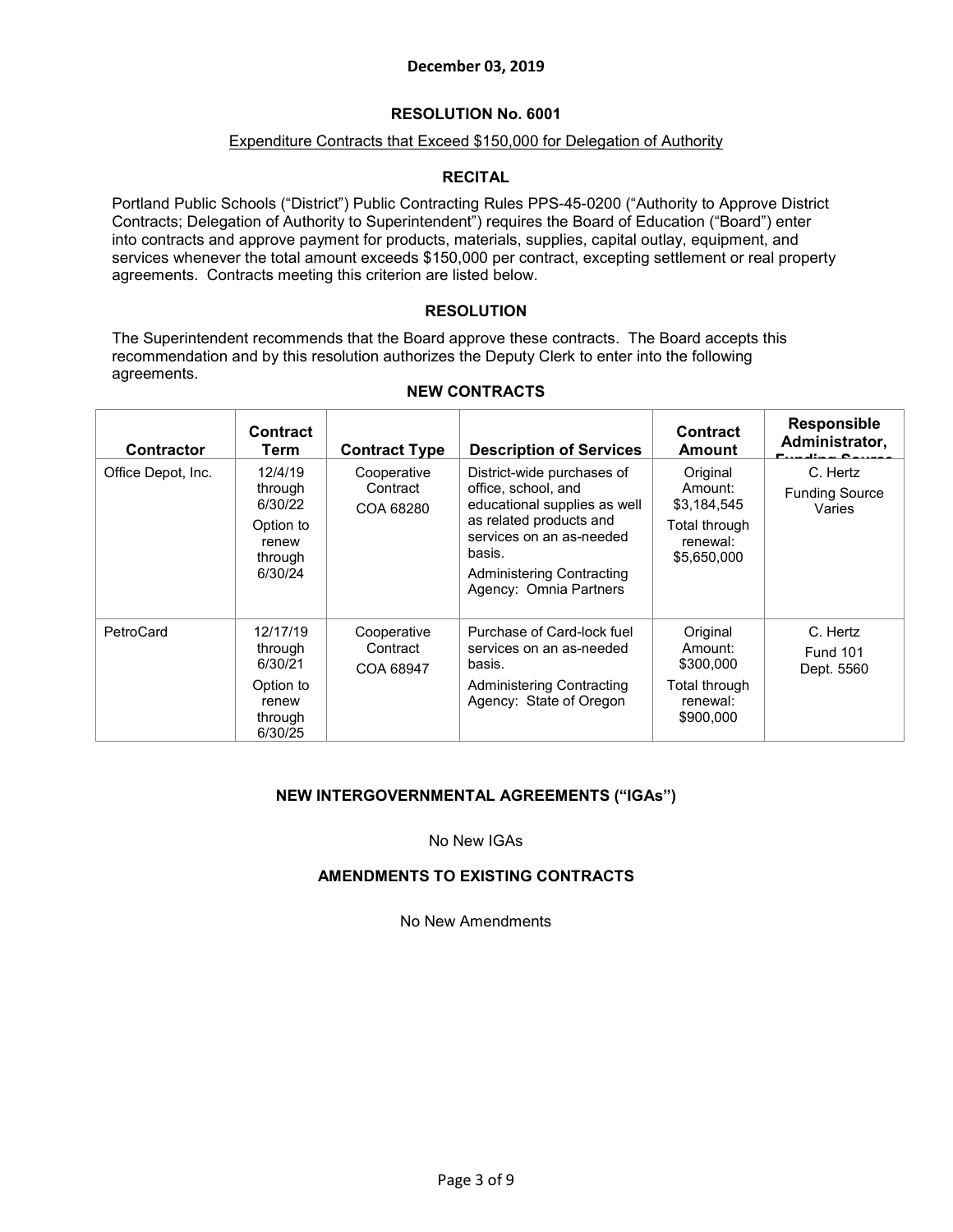**December 03, 2019**

## RESOLUTION No. 6001

Expenditure Contracts that Exceed $150,000 for Delegation of Authority

### RECITAL

Portland Public Schools ("District") Public Contracting Rules PPS-45-0200 ("Authority to Approve District Contracts; Delegation of Authority to Superintendent") requires the Board of Education ("Board") enter into contracts and approve payment for products, materials, supplies, capital outlay, equipment, and services whenever the total amount exceeds $150,000 per contract, excepting settlement or real property agreements. Contracts meeting this criterion are listed below.

### RESOLUTION

The Superintendent recommends that the Board approve these contracts. The Board accepts this recommendation and by this resolution authorizes the Deputy Clerk to enter into the following agreements.

### NEW CONTRACTS

| Contractor | Contract Term | Contract Type | Description of Services | Contract Amount | Responsible Administrator, Funding Source |
|---|---|---|---|---|---|
| Office Depot, Inc. | 12/4/19 through 6/30/22<br>Option to renew through 6/30/24 | Cooperative Contract<br>COA 68280 | District-wide purchases of office, school, and educational supplies as well as related products and services on an as-needed basis.<br>Administering Contracting Agency: Omnia Partners | Original Amount: $3,184,545<br>Total through renewal: $5,650,000 | C. Hertz<br>Funding Source Varies |
| PetroCard | 12/17/19 through 6/30/21<br>Option to renew through 6/30/25 | Cooperative Contract<br>COA 68947 | Purchase of Card-lock fuel services on an as-needed basis.<br>Administering Contracting Agency: State of Oregon | Original Amount: $300,000<br>Total through renewal: $900,000 | C. Hertz<br>Fund 101<br>Dept. 5560 |

### NEW INTERGOVERNMENTAL AGREEMENTS ("IGAs")

No New IGAs

### AMENDMENTS TO EXISTING CONTRACTS

No New Amendments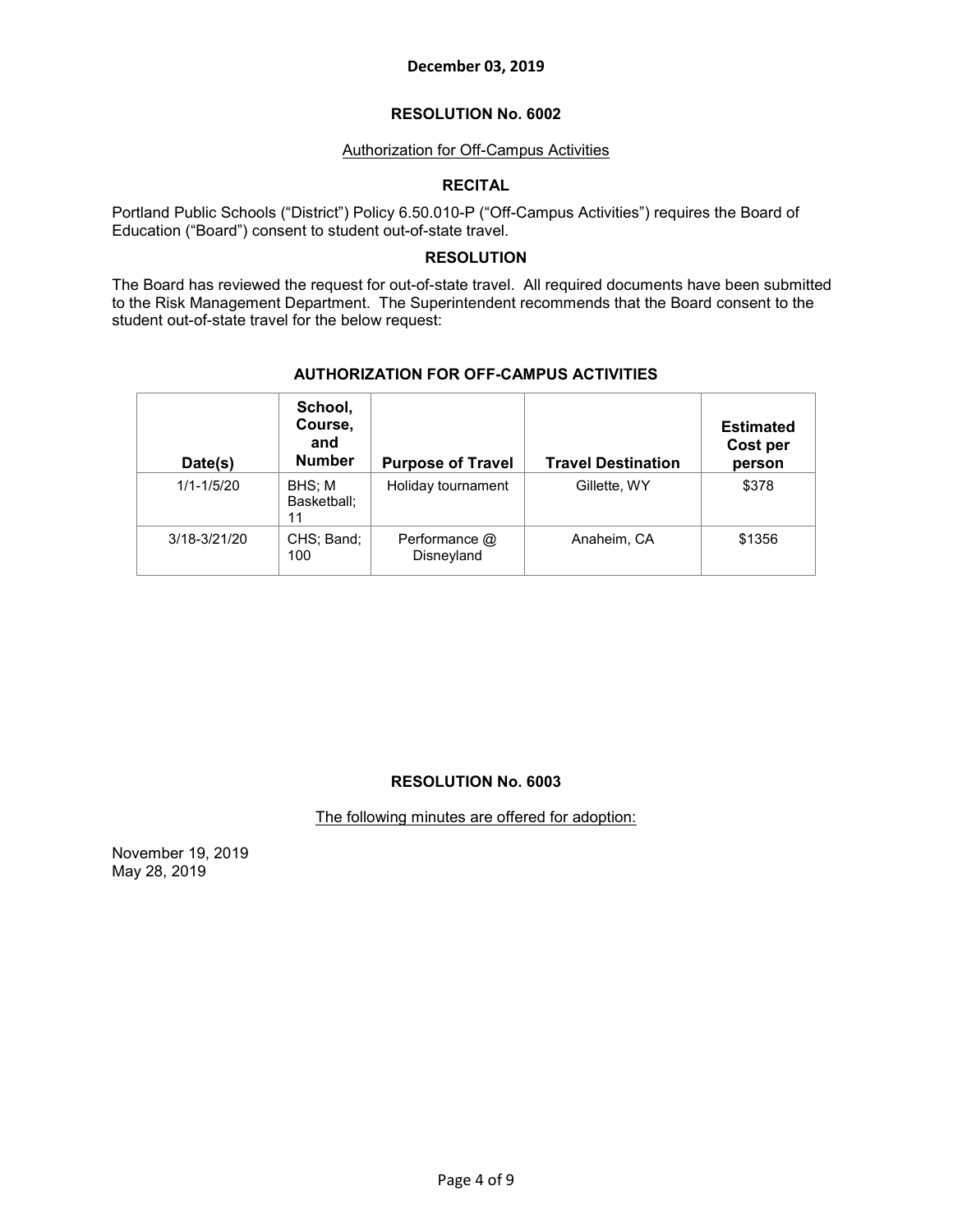**December 03, 2019**

## RESOLUTION No. 6002

Authorization for Off-Campus Activities

### RECITAL

Portland Public Schools ("District") Policy 6.50.010-P ("Off-Campus Activities") requires the Board of Education ("Board") consent to student out-of-state travel.

### RESOLUTION

The Board has reviewed the request for out-of-state travel. All required documents have been submitted to the Risk Management Department. The Superintendent recommends that the Board consent to the student out-of-state travel for the below request:

**AUTHORIZATION FOR OFF-CAMPUS ACTIVITIES**

| Date(s) | School, Course, and Number | Purpose of Travel | Travel Destination | Estimated Cost per person |
|---|---|---|---|---|
| 1/1-1/5/20 | BHS; M Basketball; 11 | Holiday tournament | Gillette, WY | $378 |
| 3/18-3/21/20 | CHS; Band; 100 | Performance @ Disneyland | Anaheim, CA | $1356 |

## RESOLUTION No. 6003

The following minutes are offered for adoption:

November 19, 2019
May 28, 2019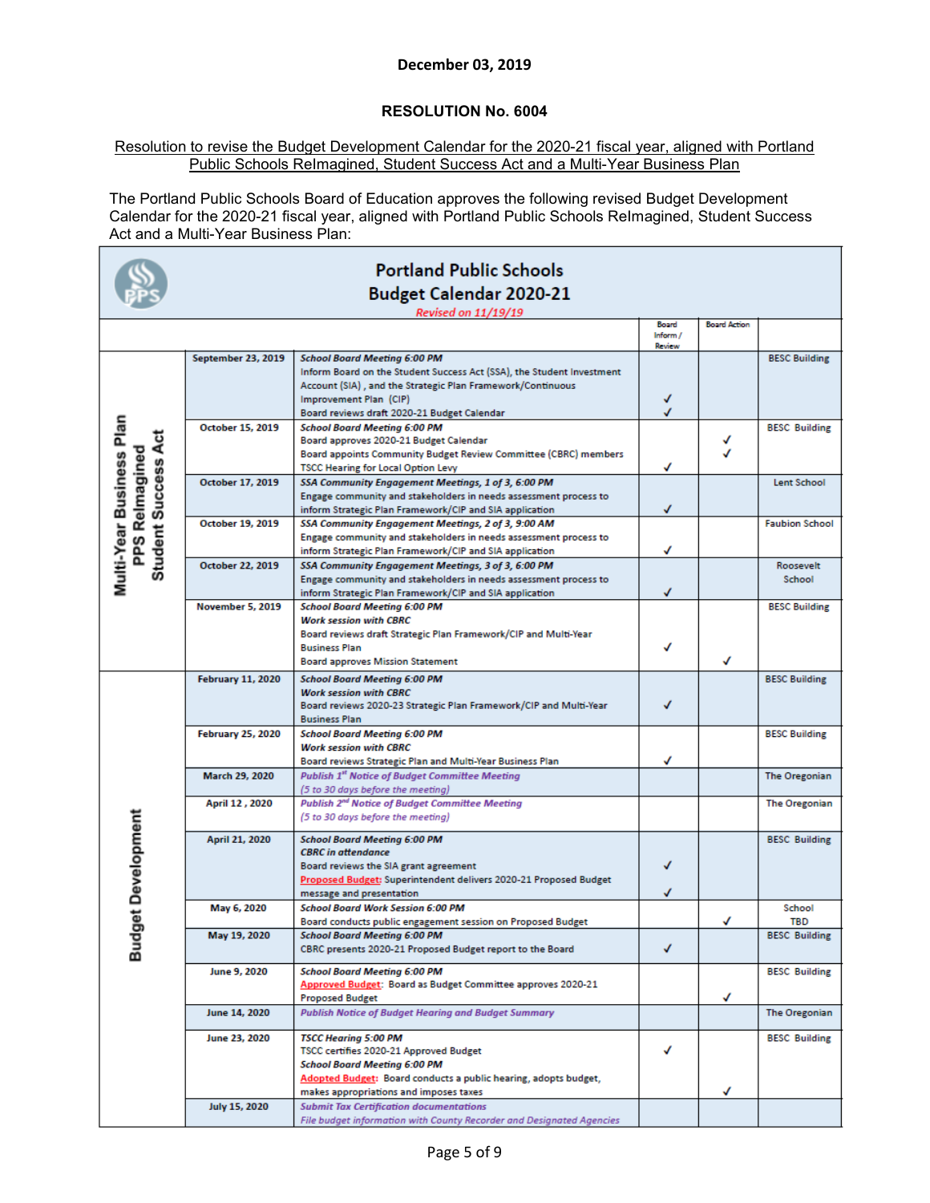**December 03, 2019**

**RESOLUTION No. 6004**

Resolution to revise the Budget Development Calendar for the 2020-21 fiscal year, aligned with Portland Public Schools ReImagined, Student Success Act and a Multi-Year Business Plan

The Portland Public Schools Board of Education approves the following revised Budget Development Calendar for the 2020-21 fiscal year, aligned with Portland Public Schools ReImagined, Student Success Act and a Multi-Year Business Plan:

**Portland Public Schools**
**Budget Calendar 2020-21**
*Revised on 11/19/19*

| | Date | Event | Board Inform / Review | Board Action | Location |
|---|---|---|---|---|---|
| Multi-Year Business Plan / PPS ReImagined / Student Success Act | September 23, 2019 | ***School Board Meeting 6:00 PM*** Inform Board on the Student Success Act (SSA), the Student Investment Account (SIA), and the Strategic Plan Framework/Continuous Improvement Plan (CIP); Board reviews draft 2020-21 Budget Calendar | ✓ ✓ | | BESC Building |
| | October 15, 2019 | ***School Board Meeting 6:00 PM*** Board approves 2020-21 Budget Calendar; Board appoints Community Budget Review Committee (CBRC) members; TSCC Hearing for Local Option Levy | ✓ | ✓ ✓ | BESC Building |
| | October 17, 2019 | ***SSA Community Engagement Meetings, 1 of 3, 6:00 PM*** Engage community and stakeholders in needs assessment process to inform Strategic Plan Framework/CIP and SIA application | ✓ | | Lent School |
| | October 19, 2019 | ***SSA Community Engagement Meetings, 2 of 3, 9:00 AM*** Engage community and stakeholders in needs assessment process to inform Strategic Plan Framework/CIP and SIA application | ✓ | | Faubion School |
| | October 22, 2019 | ***SSA Community Engagement Meetings, 3 of 3, 6:00 PM*** Engage community and stakeholders in needs assessment process to inform Strategic Plan Framework/CIP and SIA application | ✓ | | Roosevelt School |
| | November 5, 2019 | ***School Board Meeting 6:00 PM*** ***Work session with CBRC*** Board reviews draft Strategic Plan Framework/CIP and Multi-Year Business Plan; Board approves Mission Statement | ✓ | ✓ | BESC Building |
| Budget Development | February 11, 2020 | ***School Board Meeting 6:00 PM*** ***Work session with CBRC*** Board reviews 2020-23 Strategic Plan Framework/CIP and Multi-Year Business Plan | ✓ | | BESC Building |
| | February 25, 2020 | ***School Board Meeting 6:00 PM*** ***Work session with CBRC*** Board reviews Strategic Plan and Multi-Year Business Plan | ✓ | | BESC Building |
| | March 29, 2020 | ***Publish 1st Notice of Budget Committee Meeting*** *(5 to 30 days before the meeting)* | | | The Oregonian |
| | April 12, 2020 | ***Publish 2nd Notice of Budget Committee Meeting*** *(5 to 30 days before the meeting)* | | | The Oregonian |
| | April 21, 2020 | ***School Board Meeting 6:00 PM*** ***CBRC in attendance*** Board reviews the SIA grant agreement; Proposed Budget: Superintendent delivers 2020-21 Proposed Budget message and presentation | ✓ ✓ | | BESC Building |
| | May 6, 2020 | ***School Board Work Session 6:00 PM*** Board conducts public engagement session on Proposed Budget | | ✓ | School TBD |
| | May 19, 2020 | ***School Board Meeting 6:00 PM*** CBRC presents 2020-21 Proposed Budget report to the Board | ✓ | | BESC Building |
| | June 9, 2020 | ***School Board Meeting 6:00 PM*** Approved Budget: Board as Budget Committee approves 2020-21 Proposed Budget | | ✓ | BESC Building |
| | June 14, 2020 | ***Publish Notice of Budget Hearing and Budget Summary*** | | | The Oregonian |
| | June 23, 2020 | ***TSCC Hearing 5:00 PM*** TSCC certifies 2020-21 Approved Budget; ***School Board Meeting 6:00 PM*** Adopted Budget: Board conducts a public hearing, adopts budget, makes appropriations and imposes taxes | ✓ | ✓ | BESC Building |
| | July 15, 2020 | ***Submit Tax Certification documentations*** *File budget information with County Recorder and Designated Agencies* | | | |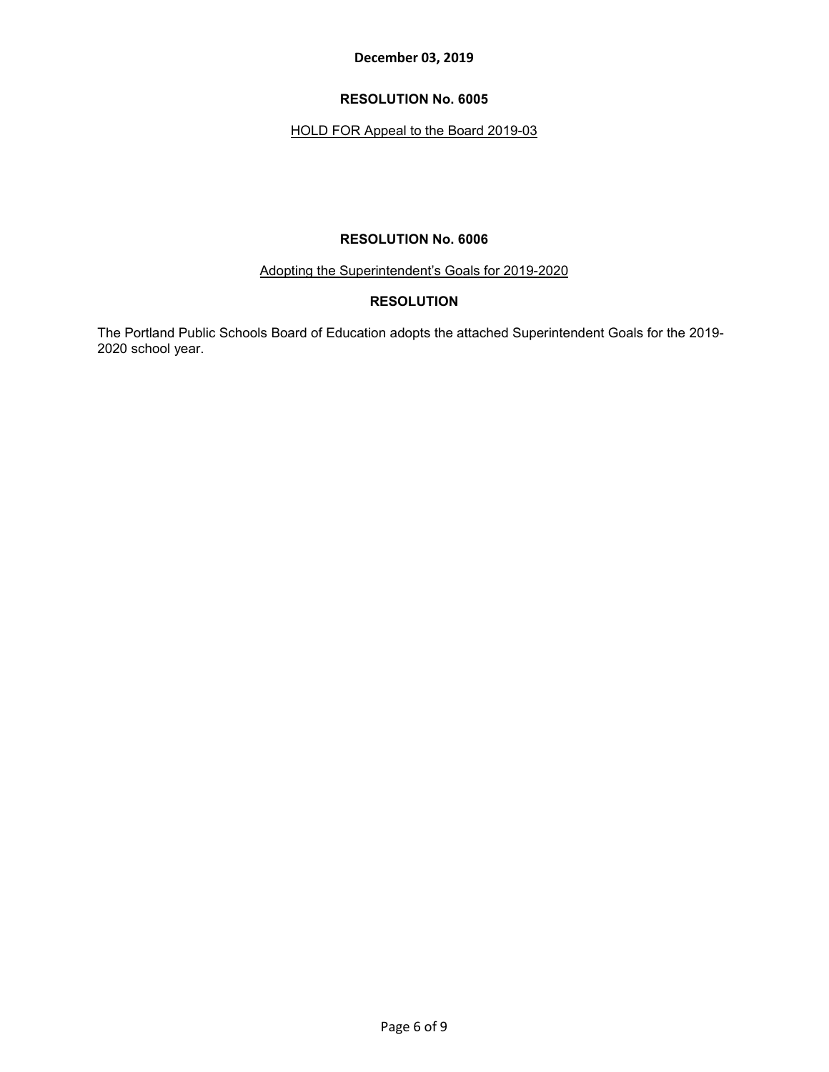**December 03, 2019**

## RESOLUTION No. 6005

<u>HOLD FOR Appeal to the Board 2019-03</u>

## RESOLUTION No. 6006

<u>Adopting the Superintendent's Goals for 2019-2020</u>

### RESOLUTION

The Portland Public Schools Board of Education adopts the attached Superintendent Goals for the 2019-2020 school year.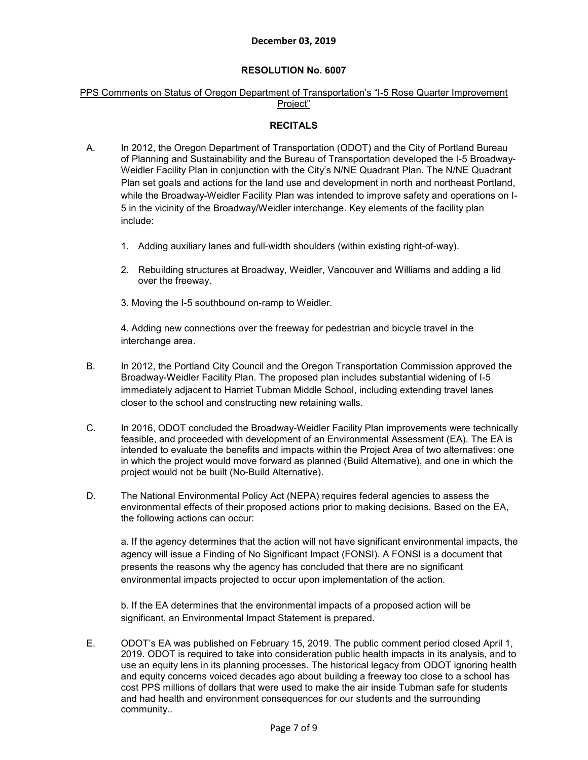**December 03, 2019**

## RESOLUTION No. 6007

PPS Comments on Status of Oregon Department of Transportation's "I-5 Rose Quarter Improvement Project"

### RECITALS

A. In 2012, the Oregon Department of Transportation (ODOT) and the City of Portland Bureau of Planning and Sustainability and the Bureau of Transportation developed the I-5 Broadway-Weidler Facility Plan in conjunction with the City's N/NE Quadrant Plan. The N/NE Quadrant Plan set goals and actions for the land use and development in north and northeast Portland, while the Broadway-Weidler Facility Plan was intended to improve safety and operations on I-5 in the vicinity of the Broadway/Weidler interchange. Key elements of the facility plan include:

   1. Adding auxiliary lanes and full-width shoulders (within existing right-of-way).
   2. Rebuilding structures at Broadway, Weidler, Vancouver and Williams and adding a lid over the freeway.
   3. Moving the I-5 southbound on-ramp to Weidler.
   4. Adding new connections over the freeway for pedestrian and bicycle travel in the interchange area.

B. In 2012, the Portland City Council and the Oregon Transportation Commission approved the Broadway-Weidler Facility Plan. The proposed plan includes substantial widening of I-5 immediately adjacent to Harriet Tubman Middle School, including extending travel lanes closer to the school and constructing new retaining walls.

C. In 2016, ODOT concluded the Broadway-Weidler Facility Plan improvements were technically feasible, and proceeded with development of an Environmental Assessment (EA). The EA is intended to evaluate the benefits and impacts within the Project Area of two alternatives: one in which the project would move forward as planned (Build Alternative), and one in which the project would not be built (No-Build Alternative).

D. The National Environmental Policy Act (NEPA) requires federal agencies to assess the environmental effects of their proposed actions prior to making decisions. Based on the EA, the following actions can occur:

   a. If the agency determines that the action will not have significant environmental impacts, the agency will issue a Finding of No Significant Impact (FONSI). A FONSI is a document that presents the reasons why the agency has concluded that there are no significant environmental impacts projected to occur upon implementation of the action.

   b. If the EA determines that the environmental impacts of a proposed action will be significant, an Environmental Impact Statement is prepared.

E. ODOT's EA was published on February 15, 2019. The public comment period closed April 1, 2019. ODOT is required to take into consideration public health impacts in its analysis, and to use an equity lens in its planning processes. The historical legacy from ODOT ignoring health and equity concerns voiced decades ago about building a freeway too close to a school has cost PPS millions of dollars that were used to make the air inside Tubman safe for students and had health and environment consequences for our students and the surrounding community..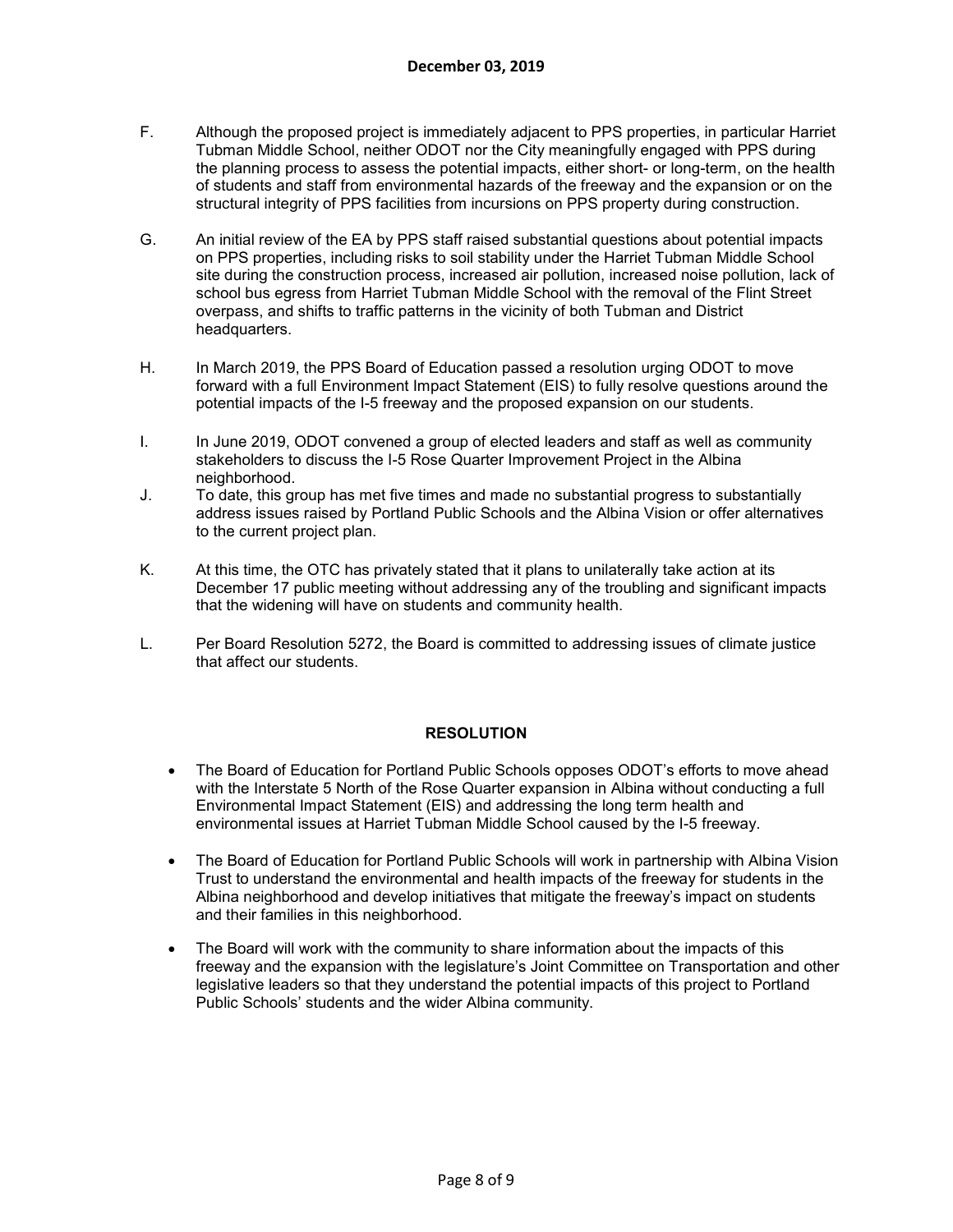F. Although the proposed project is immediately adjacent to PPS properties, in particular Harriet Tubman Middle School, neither ODOT nor the City meaningfully engaged with PPS during the planning process to assess the potential impacts, either short- or long-term, on the health of students and staff from environmental hazards of the freeway and the expansion or on the structural integrity of PPS facilities from incursions on PPS property during construction.

G. An initial review of the EA by PPS staff raised substantial questions about potential impacts on PPS properties, including risks to soil stability under the Harriet Tubman Middle School site during the construction process, increased air pollution, increased noise pollution, lack of school bus egress from Harriet Tubman Middle School with the removal of the Flint Street overpass, and shifts to traffic patterns in the vicinity of both Tubman and District headquarters.

H. In March 2019, the PPS Board of Education passed a resolution urging ODOT to move forward with a full Environment Impact Statement (EIS) to fully resolve questions around the potential impacts of the I-5 freeway and the proposed expansion on our students.

I. In June 2019, ODOT convened a group of elected leaders and staff as well as community stakeholders to discuss the I-5 Rose Quarter Improvement Project in the Albina neighborhood.

J. To date, this group has met five times and made no substantial progress to substantially address issues raised by Portland Public Schools and the Albina Vision or offer alternatives to the current project plan.

K. At this time, the OTC has privately stated that it plans to unilaterally take action at its December 17 public meeting without addressing any of the troubling and significant impacts that the widening will have on students and community health.

L. Per Board Resolution 5272, the Board is committed to addressing issues of climate justice that affect our students.

## RESOLUTION

- The Board of Education for Portland Public Schools opposes ODOT's efforts to move ahead with the Interstate 5 North of the Rose Quarter expansion in Albina without conducting a full Environmental Impact Statement (EIS) and addressing the long term health and environmental issues at Harriet Tubman Middle School caused by the I-5 freeway.
- The Board of Education for Portland Public Schools will work in partnership with Albina Vision Trust to understand the environmental and health impacts of the freeway for students in the Albina neighborhood and develop initiatives that mitigate the freeway's impact on students and their families in this neighborhood.
- The Board will work with the community to share information about the impacts of this freeway and the expansion with the legislature's Joint Committee on Transportation and other legislative leaders so that they understand the potential impacts of this project to Portland Public Schools' students and the wider Albina community.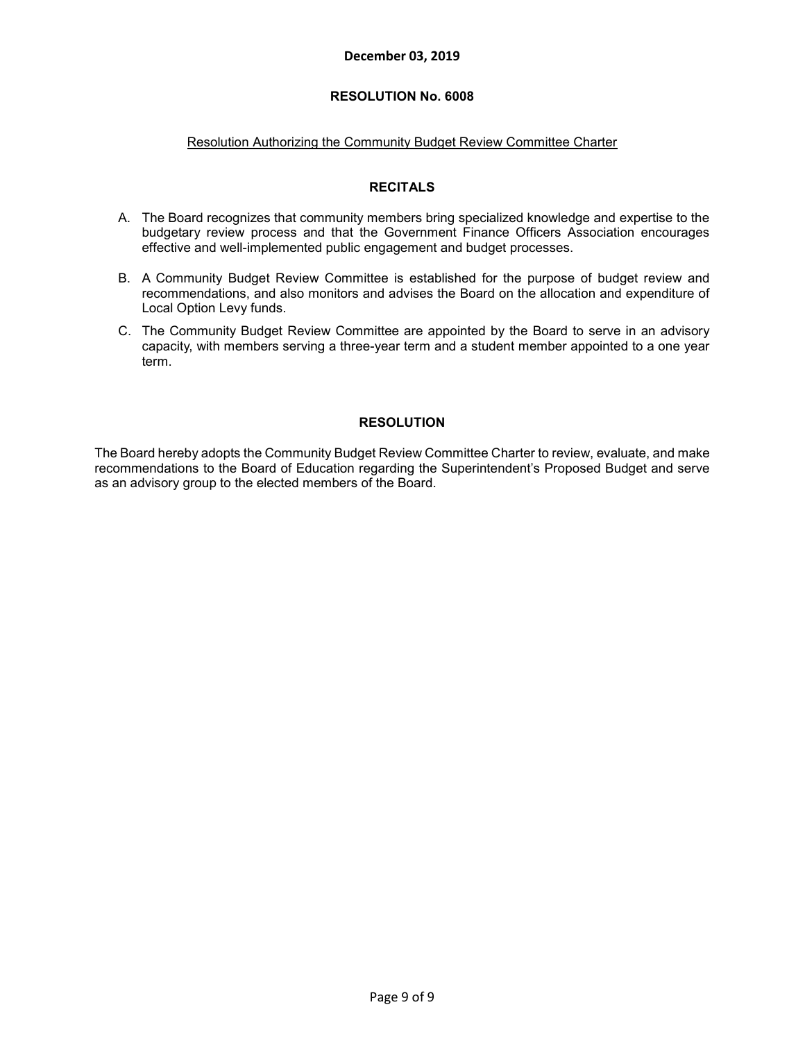**December 03, 2019**

**RESOLUTION No. 6008**

Resolution Authorizing the Community Budget Review Committee Charter

**RECITALS**

A. The Board recognizes that community members bring specialized knowledge and expertise to the budgetary review process and that the Government Finance Officers Association encourages effective and well-implemented public engagement and budget processes.

B. A Community Budget Review Committee is established for the purpose of budget review and recommendations, and also monitors and advises the Board on the allocation and expenditure of Local Option Levy funds.

C. The Community Budget Review Committee are appointed by the Board to serve in an advisory capacity, with members serving a three-year term and a student member appointed to a one year term.

**RESOLUTION**

The Board hereby adopts the Community Budget Review Committee Charter to review, evaluate, and make recommendations to the Board of Education regarding the Superintendent's Proposed Budget and serve as an advisory group to the elected members of the Board.